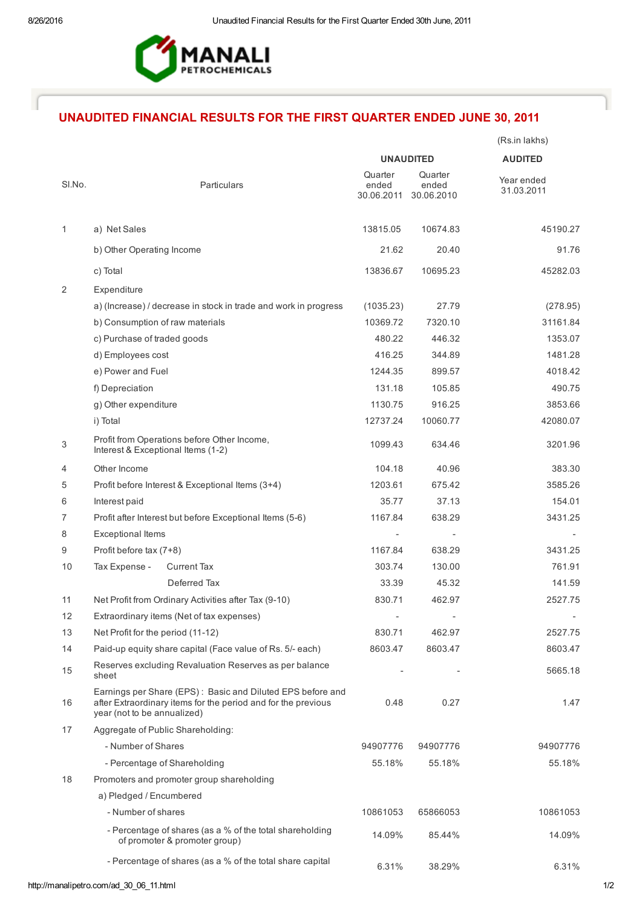MANALI PETROCHEMICALS

# UNAUDITED FINANCIAL RESULTS FOR THE FIRST QUARTER ENDED JUNE 30, 2011

(Rs.in lakhs)

| Sl.No. | Particulars | UNAUDITED Quarter ended 30.06.2011 | UNAUDITED Quarter ended 30.06.2010 | AUDITED Year ended 31.03.2011 |
|---|---|---|---|---|
| 1 | a) Net Sales | 13815.05 | 10674.83 | 45190.27 |
| | b) Other Operating Income | 21.62 | 20.40 | 91.76 |
| | c) Total | 13836.67 | 10695.23 | 45282.03 |
| 2 | Expenditure | | | |
| | a) (Increase) / decrease in stock in trade and work in progress | (1035.23) | 27.79 | (278.95) |
| | b) Consumption of raw materials | 10369.72 | 7320.10 | 31161.84 |
| | c) Purchase of traded goods | 480.22 | 446.32 | 1353.07 |
| | d) Employees cost | 416.25 | 344.89 | 1481.28 |
| | e) Power and Fuel | 1244.35 | 899.57 | 4018.42 |
| | f) Depreciation | 131.18 | 105.85 | 490.75 |
| | g) Other expenditure | 1130.75 | 916.25 | 3853.66 |
| | i) Total | 12737.24 | 10060.77 | 42080.07 |
| 3 | Profit from Operations before Other Income, Interest & Exceptional Items (1-2) | 1099.43 | 634.46 | 3201.96 |
| 4 | Other Income | 104.18 | 40.96 | 383.30 |
| 5 | Profit before Interest & Exceptional Items (3+4) | 1203.61 | 675.42 | 3585.26 |
| 6 | Interest paid | 35.77 | 37.13 | 154.01 |
| 7 | Profit after Interest but before Exceptional Items (5-6) | 1167.84 | 638.29 | 3431.25 |
| 8 | Exceptional Items | - | - | - |
| 9 | Profit before tax (7+8) | 1167.84 | 638.29 | 3431.25 |
| 10 | Tax Expense - Current Tax | 303.74 | 130.00 | 761.91 |
| | Deferred Tax | 33.39 | 45.32 | 141.59 |
| 11 | Net Profit from Ordinary Activities after Tax (9-10) | 830.71 | 462.97 | 2527.75 |
| 12 | Extraordinary items (Net of tax expenses) | - | - | - |
| 13 | Net Profit for the period (11-12) | 830.71 | 462.97 | 2527.75 |
| 14 | Paid-up equity share capital (Face value of Rs. 5/- each) | 8603.47 | 8603.47 | 8603.47 |
| 15 | Reserves excluding Revaluation Reserves as per balance sheet | - | - | 5665.18 |
| 16 | Earnings per Share (EPS) : Basic and Diluted EPS before and after Extraordinary items for the period and for the previous year (not to be annualized) | 0.48 | 0.27 | 1.47 |
| 17 | Aggregate of Public Shareholding: | | | |
| | - Number of Shares | 94907776 | 94907776 | 94907776 |
| | - Percentage of Shareholding | 55.18% | 55.18% | 55.18% |
| 18 | Promoters and promoter group shareholding | | | |
| | a) Pledged / Encumbered | | | |
| | - Number of shares | 10861053 | 65866053 | 10861053 |
| | - Percentage of shares (as a % of the total shareholding of promoter & promoter group) | 14.09% | 85.44% | 14.09% |
| | - Percentage of shares (as a % of the total share capital | 6.31% | 38.29% | 6.31% |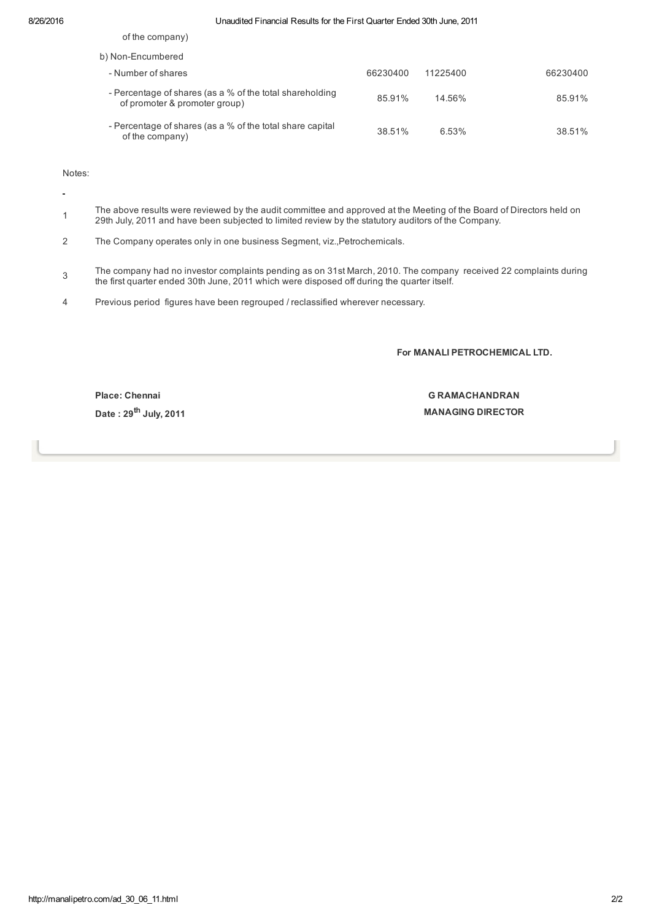| | | | |
|---|---|---|---|
| of the company) | | | |
| b) Non-Encumbered | | | |
| - Number of shares | 66230400 | 11225400 | 66230400 |
| - Percentage of shares (as a % of the total shareholding of promoter & promoter group) | 85.91% | 14.56% | 85.91% |
| - Percentage of shares (as a % of the total share capital of the company) | 38.51% | 6.53% | 38.51% |

Notes:

-

1. The above results were reviewed by the audit committee and approved at the Meeting of the Board of Directors held on 29th July, 2011 and have been subjected to limited review by the statutory auditors of the Company.
2. The Company operates only in one business Segment, viz.,Petrochemicals.
3. The company had no investor complaints pending as on 31st March, 2010. The company received 22 complaints during the first quarter ended 30th June, 2011 which were disposed off during the quarter itself.
4. Previous period figures have been regrouped / reclassified wherever necessary.

**For MANALI PETROCHEMICAL LTD.**

**Place: Chennai**

**Date : 29th July, 2011**

**G RAMACHANDRAN**

**MANAGING DIRECTOR**